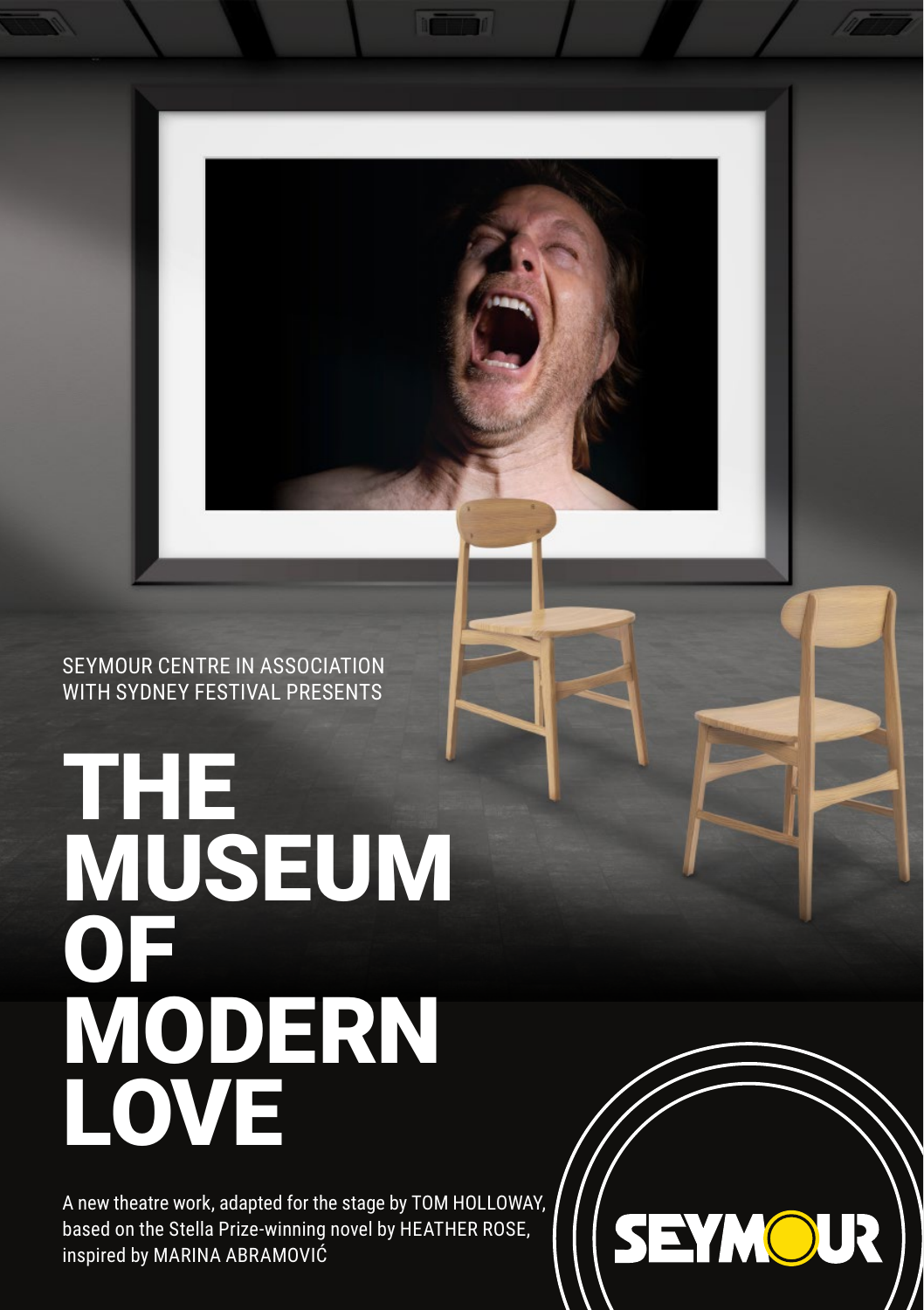SEYMOUR CENTRE IN ASSOCIATION WITH SYDNEY FESTIVAL PRESENTS

# THE MUSEUM OF MODERN LOVE

A new theatre work, adapted for the stage by TOM HOLLOWAY, based on the Stella Prize-winning novel by HEATHER ROSE, inspired by MARINA ABRAMOVIĆ

SEYMOUR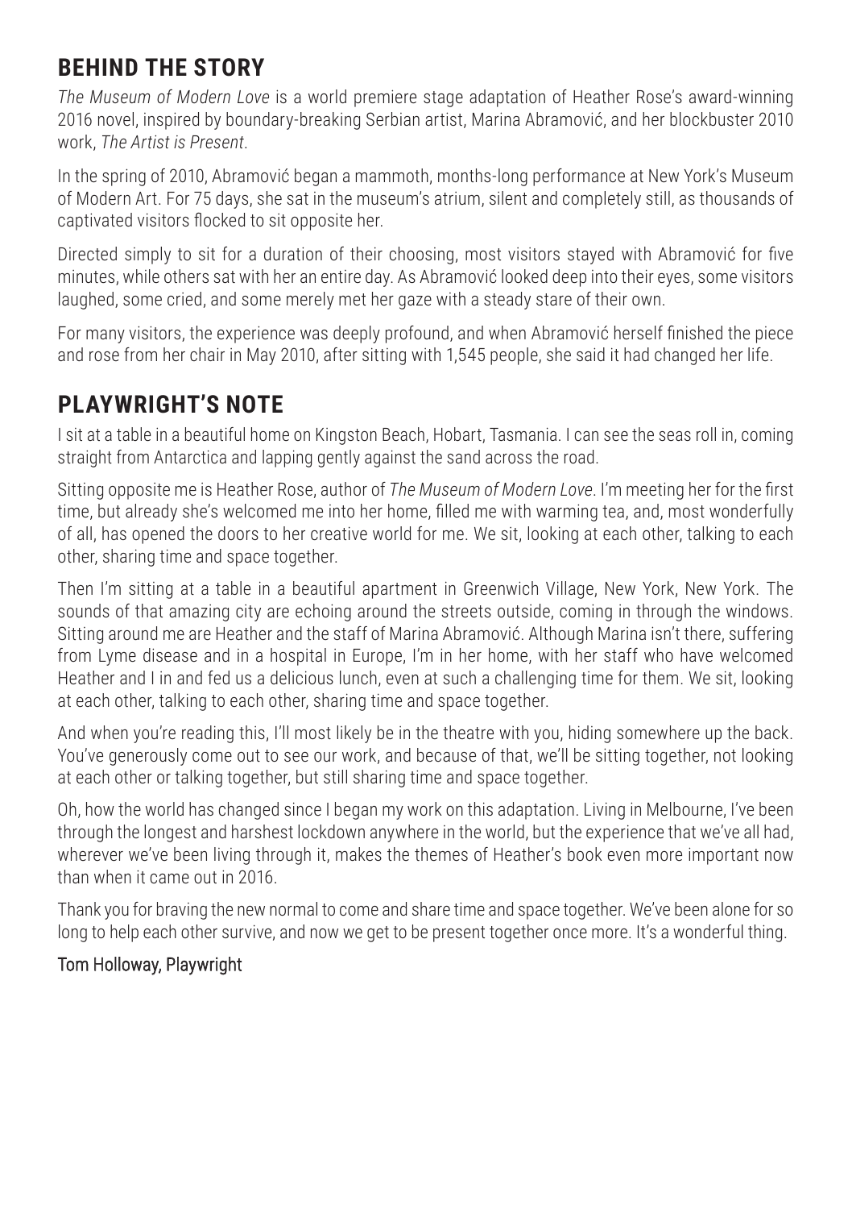## BEHIND THE STORY

*The Museum of Modern Love* is a world premiere stage adaptation of Heather Rose's award-winning 2016 novel, inspired by boundary-breaking Serbian artist, Marina Abramović, and her blockbuster 2010 work, *The Artist is Present*.

In the spring of 2010, Abramović began a mammoth, months-long performance at New York's Museum of Modern Art. For 75 days, she sat in the museum's atrium, silent and completely still, as thousands of captivated visitors flocked to sit opposite her.

Directed simply to sit for a duration of their choosing, most visitors stayed with Abramović for five minutes, while others sat with her an entire day. As Abramović looked deep into their eyes, some visitors laughed, some cried, and some merely met her gaze with a steady stare of their own.

For many visitors, the experience was deeply profound, and when Abramović herself finished the piece and rose from her chair in May 2010, after sitting with 1,545 people, she said it had changed her life.

## PLAYWRIGHT'S NOTE

I sit at a table in a beautiful home on Kingston Beach, Hobart, Tasmania. I can see the seas roll in, coming straight from Antarctica and lapping gently against the sand across the road.

Sitting opposite me is Heather Rose, author of *The Museum of Modern Love*. I'm meeting her for the first time, but already she's welcomed me into her home, filled me with warming tea, and, most wonderfully of all, has opened the doors to her creative world for me. We sit, looking at each other, talking to each other, sharing time and space together.

Then I'm sitting at a table in a beautiful apartment in Greenwich Village, New York, New York. The sounds of that amazing city are echoing around the streets outside, coming in through the windows. Sitting around me are Heather and the staff of Marina Abramović. Although Marina isn't there, suffering from Lyme disease and in a hospital in Europe, I'm in her home, with her staff who have welcomed Heather and I in and fed us a delicious lunch, even at such a challenging time for them. We sit, looking at each other, talking to each other, sharing time and space together.

And when you're reading this, I'll most likely be in the theatre with you, hiding somewhere up the back. You've generously come out to see our work, and because of that, we'll be sitting together, not looking at each other or talking together, but still sharing time and space together.

Oh, how the world has changed since I began my work on this adaptation. Living in Melbourne, I've been through the longest and harshest lockdown anywhere in the world, but the experience that we've all had, wherever we've been living through it, makes the themes of Heather's book even more important now than when it came out in 2016.

Thank you for braving the new normal to come and share time and space together. We've been alone for so long to help each other survive, and now we get to be present together once more. It's a wonderful thing.

Tom Holloway, Playwright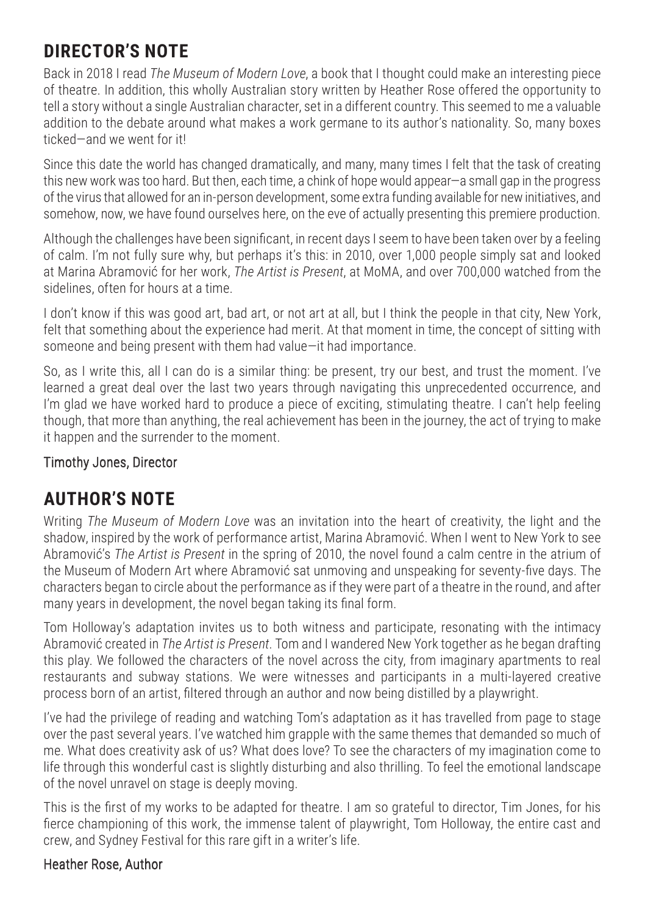## DIRECTOR'S NOTE

Back in 2018 I read *The Museum of Modern Love*, a book that I thought could make an interesting piece of theatre. In addition, this wholly Australian story written by Heather Rose offered the opportunity to tell a story without a single Australian character, set in a different country. This seemed to me a valuable addition to the debate around what makes a work germane to its author's nationality. So, many boxes ticked—and we went for it!

Since this date the world has changed dramatically, and many, many times I felt that the task of creating this new work was too hard. But then, each time, a chink of hope would appear—a small gap in the progress of the virus that allowed for an in-person development, some extra funding available for new initiatives, and somehow, now, we have found ourselves here, on the eve of actually presenting this premiere production.

Although the challenges have been significant, in recent days I seem to have been taken over by a feeling of calm. I'm not fully sure why, but perhaps it's this: in 2010, over 1,000 people simply sat and looked at Marina Abramović for her work, *The Artist is Present*, at MoMA, and over 700,000 watched from the sidelines, often for hours at a time.

I don't know if this was good art, bad art, or not art at all, but I think the people in that city, New York, felt that something about the experience had merit. At that moment in time, the concept of sitting with someone and being present with them had value—it had importance.

So, as I write this, all I can do is a similar thing: be present, try our best, and trust the moment. I've learned a great deal over the last two years through navigating this unprecedented occurrence, and I'm glad we have worked hard to produce a piece of exciting, stimulating theatre. I can't help feeling though, that more than anything, the real achievement has been in the journey, the act of trying to make it happen and the surrender to the moment.

Timothy Jones, Director

## AUTHOR'S NOTE

Writing *The Museum of Modern Love* was an invitation into the heart of creativity, the light and the shadow, inspired by the work of performance artist, Marina Abramović. When I went to New York to see Abramović's *The Artist is Present* in the spring of 2010, the novel found a calm centre in the atrium of the Museum of Modern Art where Abramović sat unmoving and unspeaking for seventy-five days. The characters began to circle about the performance as if they were part of a theatre in the round, and after many years in development, the novel began taking its final form.

Tom Holloway's adaptation invites us to both witness and participate, resonating with the intimacy Abramović created in *The Artist is Present*. Tom and I wandered New York together as he began drafting this play. We followed the characters of the novel across the city, from imaginary apartments to real restaurants and subway stations. We were witnesses and participants in a multi-layered creative process born of an artist, filtered through an author and now being distilled by a playwright.

I've had the privilege of reading and watching Tom's adaptation as it has travelled from page to stage over the past several years. I've watched him grapple with the same themes that demanded so much of me. What does creativity ask of us? What does love? To see the characters of my imagination come to life through this wonderful cast is slightly disturbing and also thrilling. To feel the emotional landscape of the novel unravel on stage is deeply moving.

This is the first of my works to be adapted for theatre. I am so grateful to director, Tim Jones, for his fierce championing of this work, the immense talent of playwright, Tom Holloway, the entire cast and crew, and Sydney Festival for this rare gift in a writer's life.

Heather Rose, Author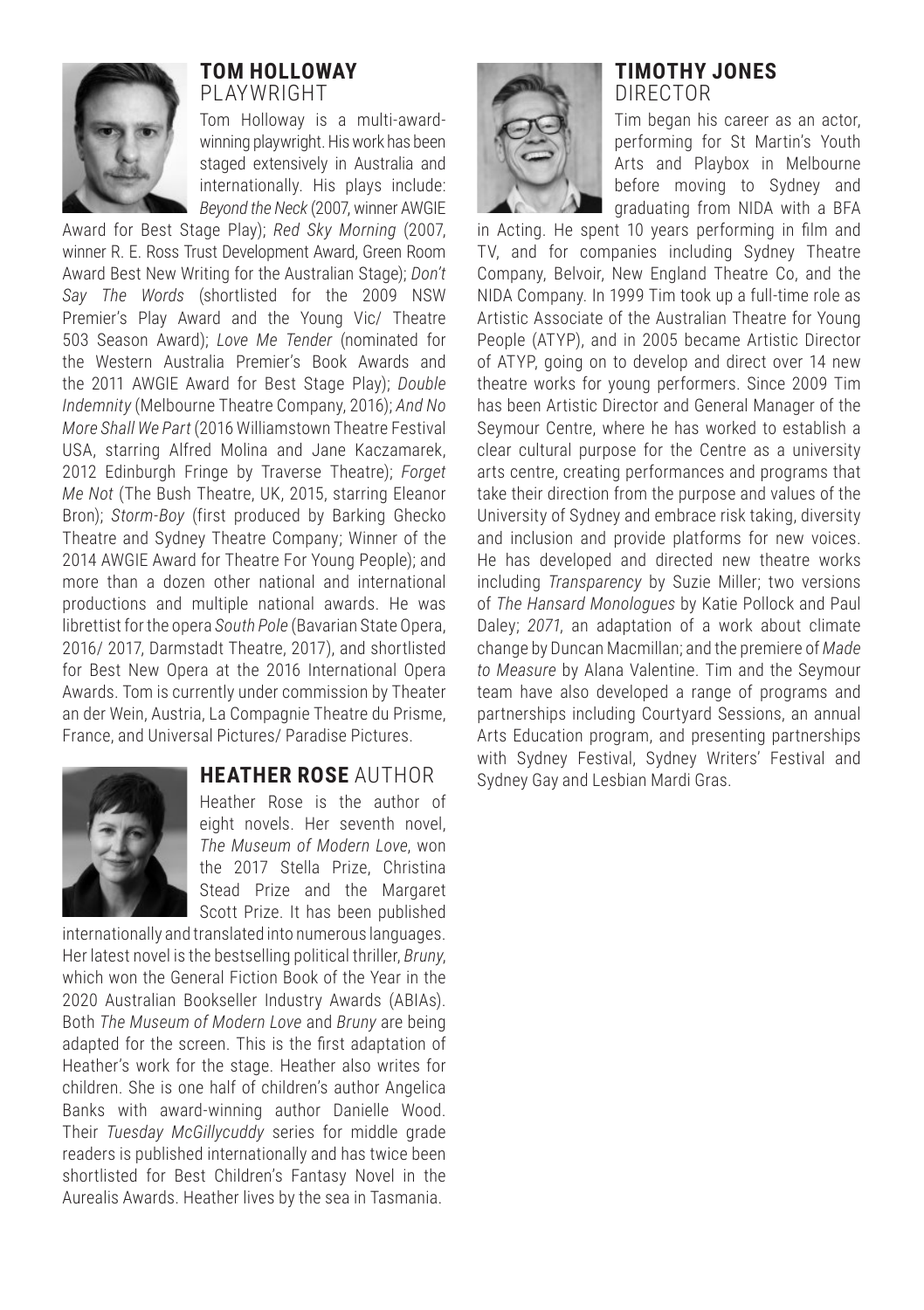## TOM HOLLOWAY
PLAYWRIGHT

Tom Holloway is a multi-award-winning playwright. His work has been staged extensively in Australia and internationally. His plays include: *Beyond the Neck* (2007, winner AWGIE Award for Best Stage Play); *Red Sky Morning* (2007, winner R. E. Ross Trust Development Award, Green Room Award Best New Writing for the Australian Stage); *Don't Say The Words* (shortlisted for the 2009 NSW Premier's Play Award and the Young Vic/ Theatre 503 Season Award); *Love Me Tender* (nominated for the Western Australia Premier's Book Awards and the 2011 AWGIE Award for Best Stage Play); *Double Indemnity* (Melbourne Theatre Company, 2016); *And No More Shall We Part* (2016 Williamstown Theatre Festival USA, starring Alfred Molina and Jane Kaczamarek, 2012 Edinburgh Fringe by Traverse Theatre); *Forget Me Not* (The Bush Theatre, UK, 2015, starring Eleanor Bron); *Storm-Boy* (first produced by Barking Ghecko Theatre and Sydney Theatre Company; Winner of the 2014 AWGIE Award for Theatre For Young People); and more than a dozen other national and international productions and multiple national awards. He was librettist for the opera *South Pole* (Bavarian State Opera, 2016/ 2017, Darmstadt Theatre, 2017), and shortlisted for Best New Opera at the 2016 International Opera Awards. Tom is currently under commission by Theater an der Wein, Austria, La Compagnie Theatre du Prisme, France, and Universal Pictures/ Paradise Pictures.

## HEATHER ROSE AUTHOR

Heather Rose is the author of eight novels. Her seventh novel, *The Museum of Modern Love*, won the 2017 Stella Prize, Christina Stead Prize and the Margaret Scott Prize. It has been published internationally and translated into numerous languages. Her latest novel is the bestselling political thriller, *Bruny*, which won the General Fiction Book of the Year in the 2020 Australian Bookseller Industry Awards (ABIAs). Both *The Museum of Modern Love* and *Bruny* are being adapted for the screen. This is the first adaptation of Heather's work for the stage. Heather also writes for children. She is one half of children's author Angelica Banks with award-winning author Danielle Wood. Their *Tuesday McGillycuddy* series for middle grade readers is published internationally and has twice been shortlisted for Best Children's Fantasy Novel in the Aurealis Awards. Heather lives by the sea in Tasmania.

## TIMOTHY JONES
DIRECTOR

Tim began his career as an actor, performing for St Martin's Youth Arts and Playbox in Melbourne before moving to Sydney and graduating from NIDA with a BFA in Acting. He spent 10 years performing in film and TV, and for companies including Sydney Theatre Company, Belvoir, New England Theatre Co, and the NIDA Company. In 1999 Tim took up a full-time role as Artistic Associate of the Australian Theatre for Young People (ATYP), and in 2005 became Artistic Director of ATYP, going on to develop and direct over 14 new theatre works for young performers. Since 2009 Tim has been Artistic Director and General Manager of the Seymour Centre, where he has worked to establish a clear cultural purpose for the Centre as a university arts centre, creating performances and programs that take their direction from the purpose and values of the University of Sydney and embrace risk taking, diversity and inclusion and provide platforms for new voices. He has developed and directed new theatre works including *Transparency* by Suzie Miller; two versions of *The Hansard Monologues* by Katie Pollock and Paul Daley; *2071*, an adaptation of a work about climate change by Duncan Macmillan; and the premiere of *Made to Measure* by Alana Valentine. Tim and the Seymour team have also developed a range of programs and partnerships including Courtyard Sessions, an annual Arts Education program, and presenting partnerships with Sydney Festival, Sydney Writers' Festival and Sydney Gay and Lesbian Mardi Gras.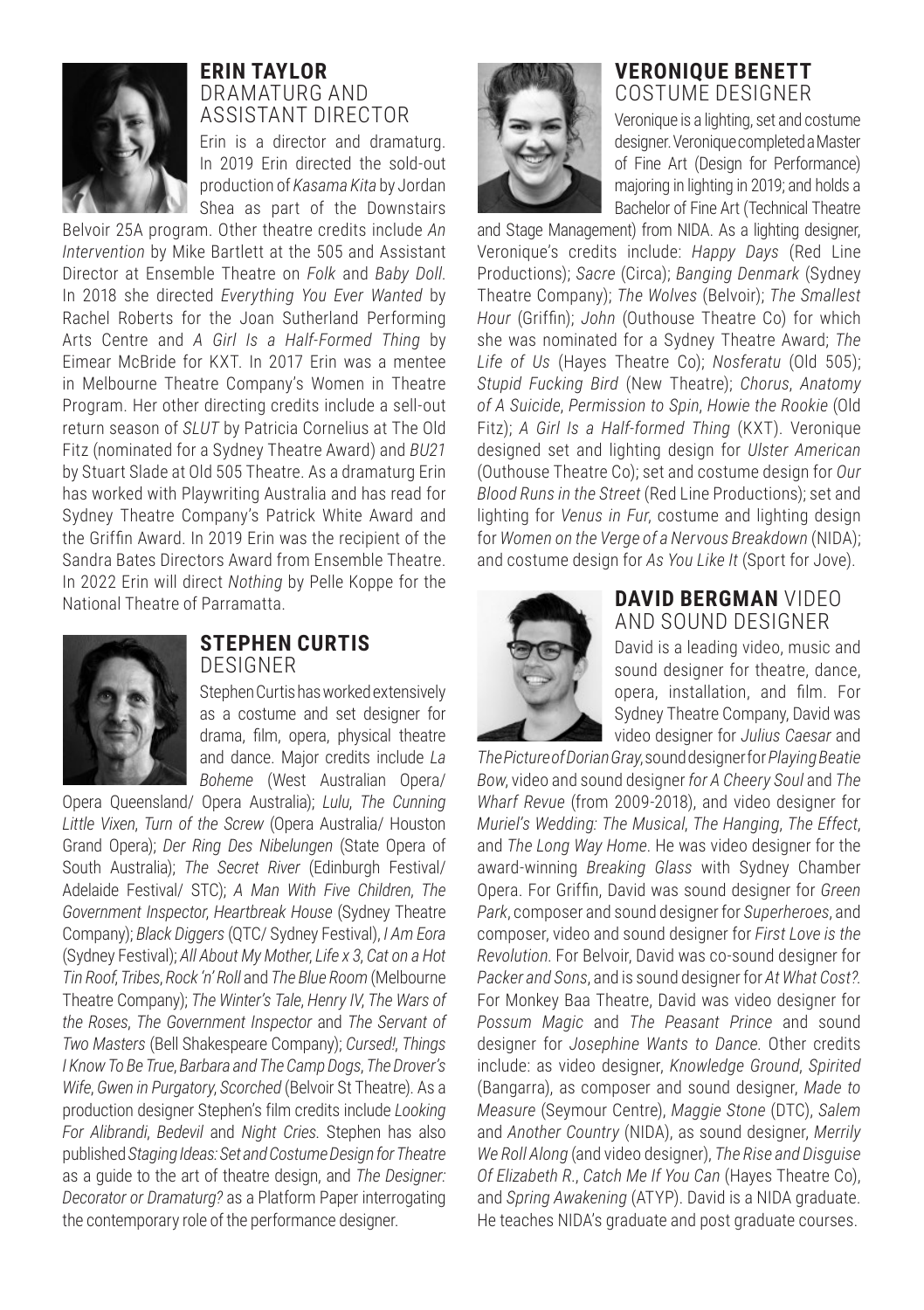## ERIN TAYLOR
DRAMATURG AND ASSISTANT DIRECTOR

Erin is a director and dramaturg. In 2019 Erin directed the sold-out production of *Kasama Kita* by Jordan Shea as part of the Downstairs Belvoir 25A program. Other theatre credits include *An Intervention* by Mike Bartlett at the 505 and Assistant Director at Ensemble Theatre on *Folk* and *Baby Doll*. In 2018 she directed *Everything You Ever Wanted* by Rachel Roberts for the Joan Sutherland Performing Arts Centre and *A Girl Is a Half-Formed Thing* by Eimear McBride for KXT. In 2017 Erin was a mentee in Melbourne Theatre Company's Women in Theatre Program. Her other directing credits include a sell-out return season of *SLUT* by Patricia Cornelius at The Old Fitz (nominated for a Sydney Theatre Award) and *BU21* by Stuart Slade at Old 505 Theatre. As a dramaturg Erin has worked with Playwriting Australia and has read for Sydney Theatre Company's Patrick White Award and the Griffin Award. In 2019 Erin was the recipient of the Sandra Bates Directors Award from Ensemble Theatre. In 2022 Erin will direct *Nothing* by Pelle Koppe for the National Theatre of Parramatta.

## STEPHEN CURTIS
DESIGNER

Stephen Curtis has worked extensively as a costume and set designer for drama, film, opera, physical theatre and dance. Major credits include *La Boheme* (West Australian Opera/ Opera Queensland/ Opera Australia); *Lulu*, *The Cunning Little Vixen*, *Turn of the Screw* (Opera Australia/ Houston Grand Opera); *Der Ring Des Nibelungen* (State Opera of South Australia); *The Secret River* (Edinburgh Festival/ Adelaide Festival/ STC); *A Man With Five Children*, *The Government Inspector*, *Heartbreak House* (Sydney Theatre Company); *Black Diggers* (QTC/ Sydney Festival), *I Am Eora* (Sydney Festival); *All About My Mother*, *Life x 3*, *Cat on a Hot Tin Roof*, *Tribes*, *Rock 'n' Roll* and *The Blue Room* (Melbourne Theatre Company); *The Winter's Tale*, *Henry IV*, *The Wars of the Roses*, *The Government Inspector* and *The Servant of Two Masters* (Bell Shakespeare Company); *Cursed!*, *Things I Know To Be True*, *Barbara and The Camp Dogs*, *The Drover's Wife*, *Gwen in Purgatory*, *Scorched* (Belvoir St Theatre). As a production designer Stephen's film credits include *Looking For Alibrandi*, *Bedevil* and *Night Cries*. Stephen has also published *Staging Ideas: Set and Costume Design for Theatre* as a guide to the art of theatre design, and *The Designer: Decorator or Dramaturg?* as a Platform Paper interrogating the contemporary role of the performance designer.

## VERONIQUE BENETT
COSTUME DESIGNER

Veronique is a lighting, set and costume designer. Veronique completed a Master of Fine Art (Design for Performance) majoring in lighting in 2019; and holds a Bachelor of Fine Art (Technical Theatre and Stage Management) from NIDA. As a lighting designer, Veronique's credits include: *Happy Days* (Red Line Productions); *Sacre* (Circa); *Banging Denmark* (Sydney Theatre Company); *The Wolves* (Belvoir); *The Smallest Hour* (Griffin); *John* (Outhouse Theatre Co) for which she was nominated for a Sydney Theatre Award; *The Life of Us* (Hayes Theatre Co); *Nosferatu* (Old 505); *Stupid Fucking Bird* (New Theatre); *Chorus*, *Anatomy of A Suicide*, *Permission to Spin*, *Howie the Rookie* (Old Fitz); *A Girl Is a Half-formed Thing* (KXT). Veronique designed set and lighting design for *Ulster American* (Outhouse Theatre Co); set and costume design for *Our Blood Runs in the Street* (Red Line Productions); set and lighting for *Venus in Fur*, costume and lighting design for *Women on the Verge of a Nervous Breakdown* (NIDA); and costume design for *As You Like It* (Sport for Jove).

## DAVID BERGMAN
VIDEO AND SOUND DESIGNER

David is a leading video, music and sound designer for theatre, dance, opera, installation, and film. For Sydney Theatre Company, David was video designer for *Julius Caesar* and *The Picture of Dorian Gray*, sound designer for *Playing Beatie Bow*, video and sound designer *for A Cheery Soul* and *The Wharf Revue* (from 2009-2018), and video designer for *Muriel's Wedding: The Musical*, *The Hanging*, *The Effect*, and *The Long Way Home*. He was video designer for the award-winning *Breaking Glass* with Sydney Chamber Opera. For Griffin, David was sound designer for *Green Park*, composer and sound designer for *Superheroes*, and composer, video and sound designer for *First Love is the Revolution*. For Belvoir, David was co-sound designer for *Packer and Sons*, and is sound designer for *At What Cost?*. For Monkey Baa Theatre, David was video designer for *Possum Magic* and *The Peasant Prince* and sound designer for *Josephine Wants to Dance*. Other credits include: as video designer, *Knowledge Ground*, *Spirited* (Bangarra), as composer and sound designer, *Made to Measure* (Seymour Centre), *Maggie Stone* (DTC), *Salem* and *Another Country* (NIDA), as sound designer, *Merrily We Roll Along* (and video designer), *The Rise and Disguise Of Elizabeth R.*, *Catch Me If You Can* (Hayes Theatre Co), and *Spring Awakening* (ATYP). David is a NIDA graduate. He teaches NIDA's graduate and post graduate courses.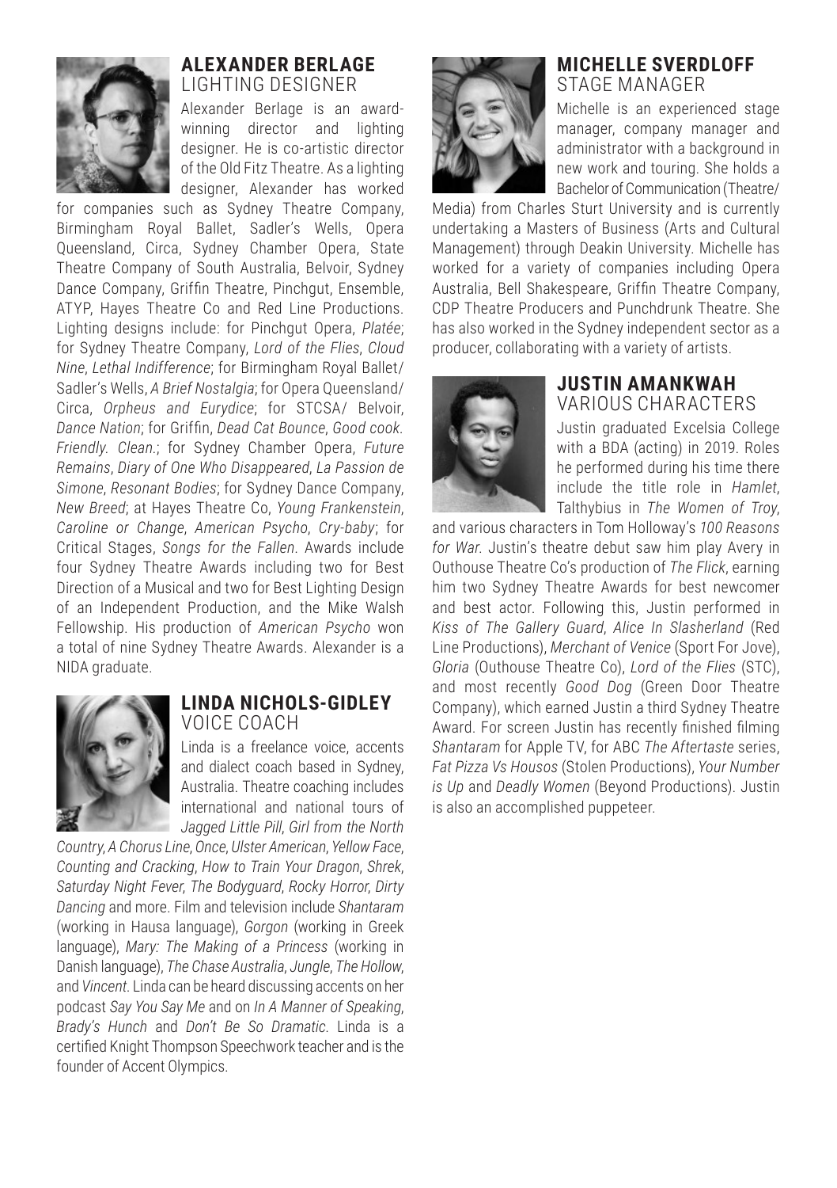## ALEXANDER BERLAGE
### LIGHTING DESIGNER

Alexander Berlage is an award-winning director and lighting designer. He is co-artistic director of the Old Fitz Theatre. As a lighting designer, Alexander has worked for companies such as Sydney Theatre Company, Birmingham Royal Ballet, Sadler's Wells, Opera Queensland, Circa, Sydney Chamber Opera, State Theatre Company of South Australia, Belvoir, Sydney Dance Company, Griffin Theatre, Pinchgut, Ensemble, ATYP, Hayes Theatre Co and Red Line Productions. Lighting designs include: for Pinchgut Opera, *Platée*; for Sydney Theatre Company, *Lord of the Flies*, *Cloud Nine*, *Lethal Indifference*; for Birmingham Royal Ballet/ Sadler's Wells, *A Brief Nostalgia*; for Opera Queensland/ Circa, *Orpheus and Eurydice*; for STCSA/ Belvoir, *Dance Nation*; for Griffin, *Dead Cat Bounce*, *Good cook. Friendly. Clean.*; for Sydney Chamber Opera, *Future Remains*, *Diary of One Who Disappeared*, *La Passion de Simone*, *Resonant Bodies*; for Sydney Dance Company, *New Breed*; at Hayes Theatre Co, *Young Frankenstein*, *Caroline or Change*, *American Psycho*, *Cry-baby*; for Critical Stages, *Songs for the Fallen*. Awards include four Sydney Theatre Awards including two for Best Direction of a Musical and two for Best Lighting Design of an Independent Production, and the Mike Walsh Fellowship. His production of *American Psycho* won a total of nine Sydney Theatre Awards. Alexander is a NIDA graduate.

## LINDA NICHOLS-GIDLEY
### VOICE COACH

Linda is a freelance voice, accents and dialect coach based in Sydney, Australia. Theatre coaching includes international and national tours of *Jagged Little Pill*, *Girl from the North Country*, *A Chorus Line*, *Once*, *Ulster American*, *Yellow Face*, *Counting and Cracking*, *How to Train Your Dragon*, *Shrek*, *Saturday Night Fever*, *The Bodyguard*, *Rocky Horror*, *Dirty Dancing* and more. Film and television include *Shantaram* (working in Hausa language), *Gorgon* (working in Greek language), *Mary: The Making of a Princess* (working in Danish language), *The Chase Australia*, *Jungle*, *The Hollow*, and *Vincent*. Linda can be heard discussing accents on her podcast *Say You Say Me* and on *In A Manner of Speaking*, *Brady's Hunch* and *Don't Be So Dramatic*. Linda is a certified Knight Thompson Speechwork teacher and is the founder of Accent Olympics.

## MICHELLE SVERDLOFF
### STAGE MANAGER

Michelle is an experienced stage manager, company manager and administrator with a background in new work and touring. She holds a Bachelor of Communication (Theatre/ Media) from Charles Sturt University and is currently undertaking a Masters of Business (Arts and Cultural Management) through Deakin University. Michelle has worked for a variety of companies including Opera Australia, Bell Shakespeare, Griffin Theatre Company, CDP Theatre Producers and Punchdrunk Theatre. She has also worked in the Sydney independent sector as a producer, collaborating with a variety of artists.

## JUSTIN AMANKWAH
### VARIOUS CHARACTERS

Justin graduated Excelsia College with a BDA (acting) in 2019. Roles he performed during his time there include the title role in *Hamlet*, Talthybius in *The Women of Troy*, and various characters in Tom Holloway's *100 Reasons for War*. Justin's theatre debut saw him play Avery in Outhouse Theatre Co's production of *The Flick*, earning him two Sydney Theatre Awards for best newcomer and best actor. Following this, Justin performed in *Kiss of The Gallery Guard*, *Alice In Slasherland* (Red Line Productions), *Merchant of Venice* (Sport For Jove), *Gloria* (Outhouse Theatre Co), *Lord of the Flies* (STC), and most recently *Good Dog* (Green Door Theatre Company), which earned Justin a third Sydney Theatre Award. For screen Justin has recently finished filming *Shantaram* for Apple TV, for ABC *The Aftertaste* series, *Fat Pizza Vs Housos* (Stolen Productions), *Your Number is Up* and *Deadly Women* (Beyond Productions). Justin is also an accomplished puppeteer.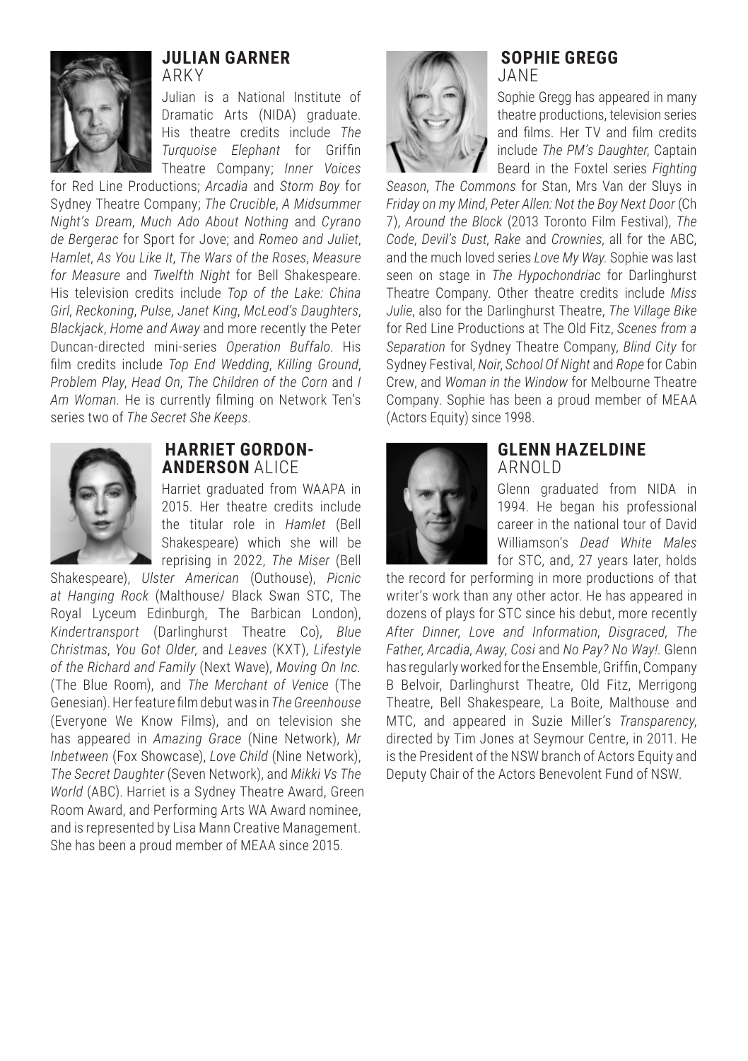## JULIAN GARNER
ARKY

Julian is a National Institute of Dramatic Arts (NIDA) graduate. His theatre credits include *The Turquoise Elephant* for Griffin Theatre Company; *Inner Voices* for Red Line Productions; *Arcadia* and *Storm Boy* for Sydney Theatre Company; *The Crucible*, *A Midsummer Night's Dream*, *Much Ado About Nothing* and *Cyrano de Bergerac* for Sport for Jove; and *Romeo and Juliet*, *Hamlet*, *As You Like It*, *The Wars of the Roses*, *Measure for Measure* and *Twelfth Night* for Bell Shakespeare. His television credits include *Top of the Lake: China Girl*, *Reckoning*, *Pulse*, *Janet King*, *McLeod's Daughters*, *Blackjack*, *Home and Away* and more recently the Peter Duncan-directed mini-series *Operation Buffalo*. His film credits include *Top End Wedding*, *Killing Ground*, *Problem Play*, *Head On*, *The Children of the Corn* and *I Am Woman.* He is currently filming on Network Ten's series two of *The Secret She Keeps*.

## HARRIET GORDON-ANDERSON ALICE

Harriet graduated from WAAPA in 2015. Her theatre credits include the titular role in *Hamlet* (Bell Shakespeare) which she will be reprising in 2022, *The Miser* (Bell Shakespeare), *Ulster American* (Outhouse), *Picnic at Hanging Rock* (Malthouse/ Black Swan STC, The Royal Lyceum Edinburgh, The Barbican London), *Kindertransport* (Darlinghurst Theatre Co), *Blue Christmas*, *You Got Older*, and *Leaves* (KXT), *Lifestyle of the Richard and Family* (Next Wave), *Moving On Inc.* (The Blue Room), and *The Merchant of Venice* (The Genesian). Her feature film debut was in *The Greenhouse* (Everyone We Know Films), and on television she has appeared in *Amazing Grace* (Nine Network), *Mr Inbetween* (Fox Showcase), *Love Child* (Nine Network), *The Secret Daughter* (Seven Network), and *Mikki Vs The World* (ABC). Harriet is a Sydney Theatre Award, Green Room Award, and Performing Arts WA Award nominee, and is represented by Lisa Mann Creative Management. She has been a proud member of MEAA since 2015.

## SOPHIE GREGG
JANE

Sophie Gregg has appeared in many theatre productions, television series and films. Her TV and film credits include *The PM's Daughter*, Captain Beard in the Foxtel series *Fighting Season*, *The Commons* for Stan, Mrs Van der Sluys in *Friday on my Mind*, *Peter Allen: Not the Boy Next Door* (Ch 7), *Around the Block* (2013 Toronto Film Festival), *The Code*, *Devil's Dust*, *Rake* and *Crownies*, all for the ABC, and the much loved series *Love My Way*. Sophie was last seen on stage in *The Hypochondriac* for Darlinghurst Theatre Company. Other theatre credits include *Miss Julie*, also for the Darlinghurst Theatre, *The Village Bike* for Red Line Productions at The Old Fitz, *Scenes from a Separation* for Sydney Theatre Company, *Blind City* for Sydney Festival, *Noir*, *School Of Night* and *Rope* for Cabin Crew, and *Woman in the Window* for Melbourne Theatre Company. Sophie has been a proud member of MEAA (Actors Equity) since 1998.

## GLENN HAZELDINE
ARNOLD

Glenn graduated from NIDA in 1994. He began his professional career in the national tour of David Williamson's *Dead White Males* for STC, and, 27 years later, holds the record for performing in more productions of that writer's work than any other actor. He has appeared in dozens of plays for STC since his debut, more recently *After Dinner*, *Love and Information*, *Disgraced*, *The Father*, *Arcadia*, *Away*, *Cosi* and *No Pay? No Way!*. Glenn has regularly worked for the Ensemble, Griffin, Company B Belvoir, Darlinghurst Theatre, Old Fitz, Merrigong Theatre, Bell Shakespeare, La Boite, Malthouse and MTC, and appeared in Suzie Miller's *Transparency*, directed by Tim Jones at Seymour Centre, in 2011. He is the President of the NSW branch of Actors Equity and Deputy Chair of the Actors Benevolent Fund of NSW.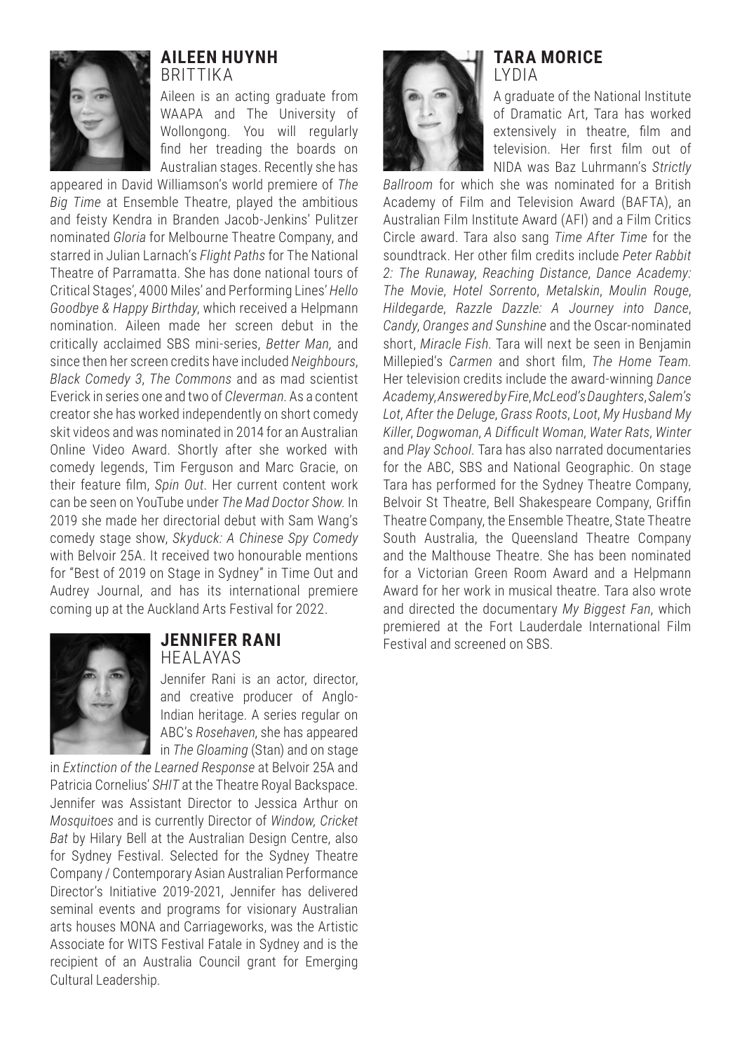## AILEEN HUYNH

BRITTIKA

Aileen is an acting graduate from WAAPA and The University of Wollongong. You will regularly find her treading the boards on Australian stages. Recently she has appeared in David Williamson's world premiere of *The Big Time* at Ensemble Theatre, played the ambitious and feisty Kendra in Branden Jacob-Jenkins' Pulitzer nominated *Gloria* for Melbourne Theatre Company, and starred in Julian Larnach's *Flight Paths* for The National Theatre of Parramatta. She has done national tours of Critical Stages', 4000 Miles' and Performing Lines' *Hello Goodbye & Happy Birthday*, which received a Helpmann nomination. Aileen made her screen debut in the critically acclaimed SBS mini-series, *Better Man,* and since then her screen credits have included *Neighbours*, *Black Comedy 3*, *The Commons* and as mad scientist Everick in series one and two of *Cleverman*. As a content creator she has worked independently on short comedy skit videos and was nominated in 2014 for an Australian Online Video Award. Shortly after she worked with comedy legends, Tim Ferguson and Marc Gracie, on their feature film, *Spin Out*. Her current content work can be seen on YouTube under *The Mad Doctor Show*. In 2019 she made her directorial debut with Sam Wang's comedy stage show, *Skyduck: A Chinese Spy Comedy* with Belvoir 25A. It received two honourable mentions for "Best of 2019 on Stage in Sydney" in Time Out and Audrey Journal, and has its international premiere coming up at the Auckland Arts Festival for 2022.

## JENNIFER RANI

HEALAYAS

Jennifer Rani is an actor, director, and creative producer of Anglo-Indian heritage. A series regular on ABC's *Rosehaven*, she has appeared in *The Gloaming* (Stan) and on stage in *Extinction of the Learned Response* at Belvoir 25A and Patricia Cornelius' *SHIT* at the Theatre Royal Backspace. Jennifer was Assistant Director to Jessica Arthur on *Mosquitoes* and is currently Director of *Window, Cricket Bat* by Hilary Bell at the Australian Design Centre, also for Sydney Festival. Selected for the Sydney Theatre Company / Contemporary Asian Australian Performance Director's Initiative 2019-2021, Jennifer has delivered seminal events and programs for visionary Australian arts houses MONA and Carriageworks, was the Artistic Associate for WITS Festival Fatale in Sydney and is the recipient of an Australia Council grant for Emerging Cultural Leadership.

## TARA MORICE

LYDIA

A graduate of the National Institute of Dramatic Art, Tara has worked extensively in theatre, film and television. Her first film out of NIDA was Baz Luhrmann's *Strictly Ballroom* for which she was nominated for a British Academy of Film and Television Award (BAFTA), an Australian Film Institute Award (AFI) and a Film Critics Circle award. Tara also sang *Time After Time* for the soundtrack. Her other film credits include *Peter Rabbit 2: The Runaway*, *Reaching Distance*, *Dance Academy: The Movie*, *Hotel Sorrento*, *Metalskin*, *Moulin Rouge*, *Hildegarde*, *Razzle Dazzle: A Journey into Dance*, *Candy*, *Oranges and Sunshine* and the Oscar-nominated short, *Miracle Fish*. Tara will next be seen in Benjamin Millepied's *Carmen* and short film, *The Home Team*. Her television credits include the award-winning *Dance Academy*, *Answered by Fire*, *McLeod's Daughters*, *Salem's Lot*, *After the Deluge*, *Grass Roots*, *Loot*, *My Husband My Killer*, *Dogwoman*, *A Difficult Woman*, *Water Rats*, *Winter* and *Play School*. Tara has also narrated documentaries for the ABC, SBS and National Geographic. On stage Tara has performed for the Sydney Theatre Company, Belvoir St Theatre, Bell Shakespeare Company, Griffin Theatre Company, the Ensemble Theatre, State Theatre South Australia, the Queensland Theatre Company and the Malthouse Theatre. She has been nominated for a Victorian Green Room Award and a Helpmann Award for her work in musical theatre. Tara also wrote and directed the documentary *My Biggest Fan*, which premiered at the Fort Lauderdale International Film Festival and screened on SBS.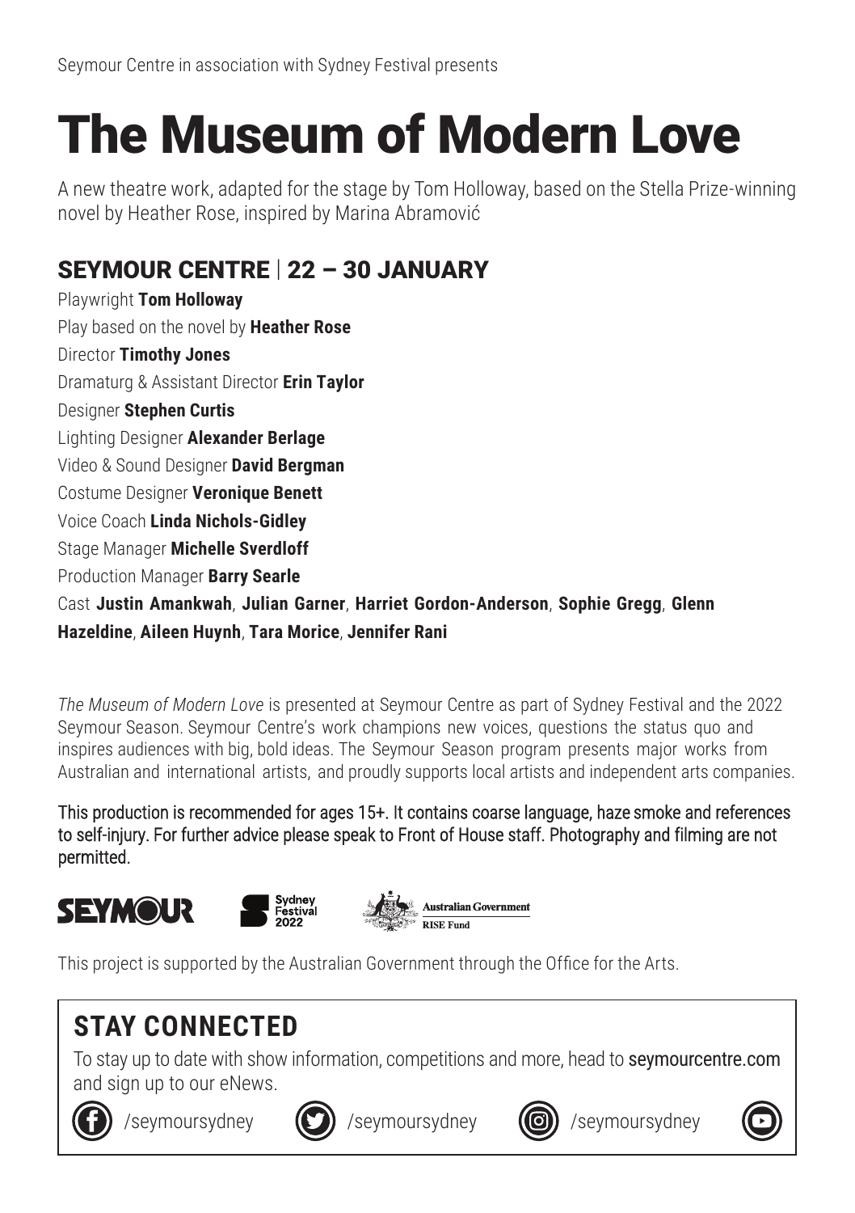Seymour Centre in association with Sydney Festival presents

# The Museum of Modern Love

A new theatre work, adapted for the stage by Tom Holloway, based on the Stella Prize-winning novel by Heather Rose, inspired by Marina Abramović

## SEYMOUR CENTRE | 22 – 30 JANUARY

Playwright **Tom Holloway**
Play based on the novel by **Heather Rose**
Director **Timothy Jones**
Dramaturg & Assistant Director **Erin Taylor**
Designer **Stephen Curtis**
Lighting Designer **Alexander Berlage**
Video & Sound Designer **David Bergman**
Costume Designer **Veronique Benett**
Voice Coach **Linda Nichols-Gidley**
Stage Manager **Michelle Sverdloff**
Production Manager **Barry Searle**
Cast **Justin Amankwah**, **Julian Garner**, **Harriet Gordon-Anderson**, **Sophie Gregg**, **Glenn Hazeldine**, **Aileen Huynh**, **Tara Morice**, **Jennifer Rani**

*The Museum of Modern Love* is presented at Seymour Centre as part of Sydney Festival and the 2022 Seymour Season. Seymour Centre's work champions new voices, questions the status quo and inspires audiences with big, bold ideas. The Seymour Season program presents major works from Australian and international artists, and proudly supports local artists and independent arts companies.

This production is recommended for ages 15+. It contains coarse language, haze smoke and references to self-injury. For further advice please speak to Front of House staff. Photography and filming are not permitted.

SEYMOUR | Sydney Festival 2022 | Australian Government RISE Fund

This project is supported by the Australian Government through the Office for the Arts.

## STAY CONNECTED

To stay up to date with show information, competitions and more, head to seymourcentre.com and sign up to our eNews.

/seymoursydney /seymoursydney /seymoursydney